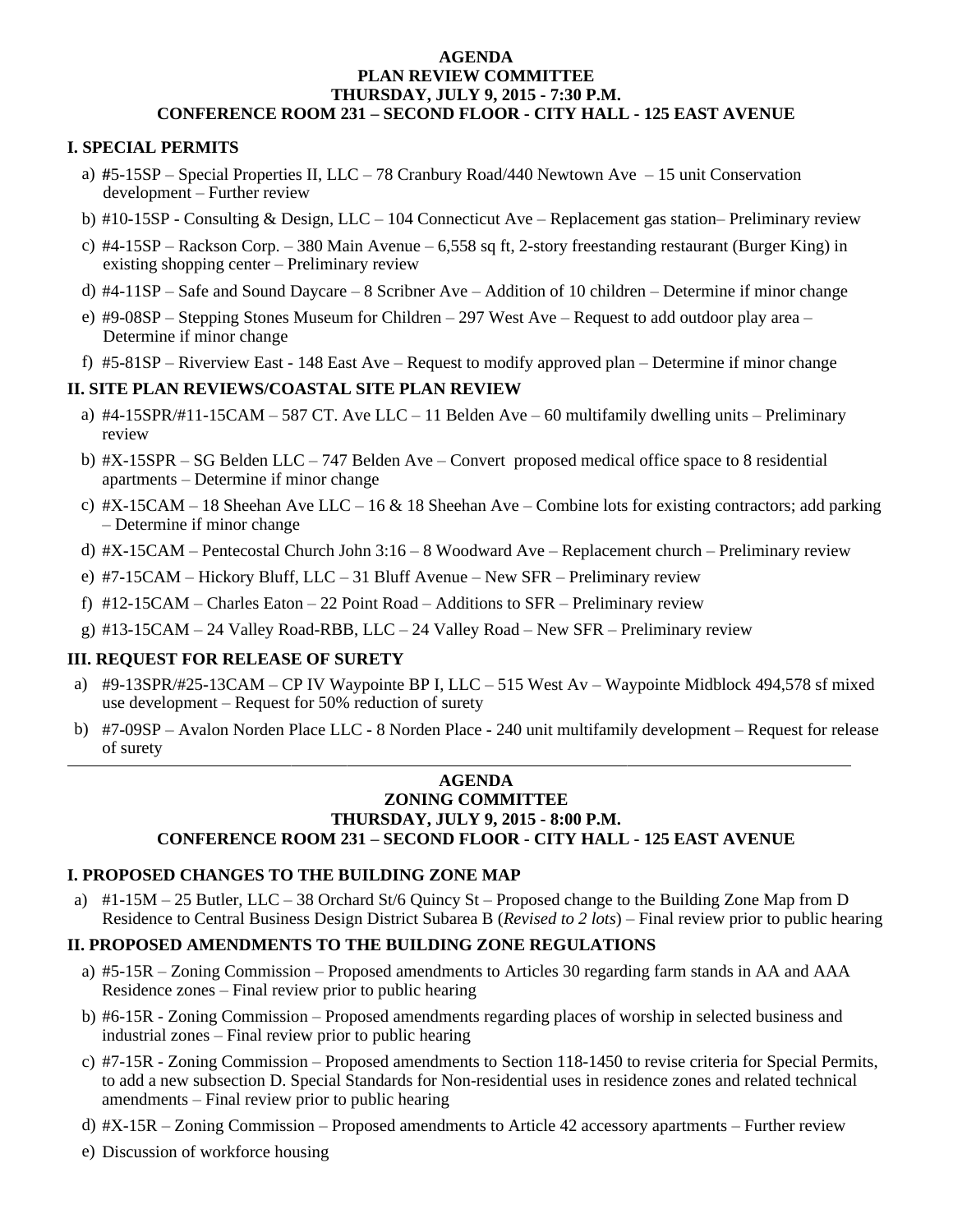**AGENDA**
**PLAN REVIEW COMMITTEE**
**THURSDAY, JULY 9, 2015 - 7:30 P.M.**
**CONFERENCE ROOM 231 – SECOND FLOOR - CITY HALL - 125 EAST AVENUE**

## I. SPECIAL PERMITS

a) #5-15SP – Special Properties II, LLC – 78 Cranbury Road/440 Newtown Ave – 15 unit Conservation development – Further review

b) #10-15SP - Consulting & Design, LLC – 104 Connecticut Ave – Replacement gas station– Preliminary review

c) #4-15SP – Rackson Corp. – 380 Main Avenue – 6,558 sq ft, 2-story freestanding restaurant (Burger King) in existing shopping center – Preliminary review

d) #4-11SP – Safe and Sound Daycare – 8 Scribner Ave – Addition of 10 children – Determine if minor change

e) #9-08SP – Stepping Stones Museum for Children – 297 West Ave – Request to add outdoor play area – Determine if minor change

f) #5-81SP – Riverview East - 148 East Ave – Request to modify approved plan – Determine if minor change

## II. SITE PLAN REVIEWS/COASTAL SITE PLAN REVIEW

a) #4-15SPR/#11-15CAM – 587 CT. Ave LLC – 11 Belden Ave – 60 multifamily dwelling units – Preliminary review

b) #X-15SPR – SG Belden LLC – 747 Belden Ave – Convert proposed medical office space to 8 residential apartments – Determine if minor change

c) #X-15CAM – 18 Sheehan Ave LLC – 16 & 18 Sheehan Ave – Combine lots for existing contractors; add parking – Determine if minor change

d) #X-15CAM – Pentecostal Church John 3:16 – 8 Woodward Ave – Replacement church – Preliminary review

e) #7-15CAM – Hickory Bluff, LLC – 31 Bluff Avenue – New SFR – Preliminary review

f) #12-15CAM – Charles Eaton – 22 Point Road – Additions to SFR – Preliminary review

g) #13-15CAM – 24 Valley Road-RBB, LLC – 24 Valley Road – New SFR – Preliminary review

## III. REQUEST FOR RELEASE OF SURETY

a) #9-13SPR/#25-13CAM – CP IV Waypointe BP I, LLC – 515 West Av – Waypointe Midblock 494,578 sf mixed use development – Request for 50% reduction of surety

b) #7-09SP – Avalon Norden Place LLC - 8 Norden Place - 240 unit multifamily development – Request for release of surety

---

**AGENDA**
**ZONING COMMITTEE**
**THURSDAY, JULY 9, 2015 - 8:00 P.M.**
**CONFERENCE ROOM 231 – SECOND FLOOR - CITY HALL - 125 EAST AVENUE**

## I. PROPOSED CHANGES TO THE BUILDING ZONE MAP

a) #1-15M – 25 Butler, LLC – 38 Orchard St/6 Quincy St – Proposed change to the Building Zone Map from D Residence to Central Business Design District Subarea B (*Revised to 2 lots*) – Final review prior to public hearing

## II. PROPOSED AMENDMENTS TO THE BUILDING ZONE REGULATIONS

a) #5-15R – Zoning Commission – Proposed amendments to Articles 30 regarding farm stands in AA and AAA Residence zones – Final review prior to public hearing

b) #6-15R - Zoning Commission – Proposed amendments regarding places of worship in selected business and industrial zones – Final review prior to public hearing

c) #7-15R - Zoning Commission – Proposed amendments to Section 118-1450 to revise criteria for Special Permits, to add a new subsection D. Special Standards for Non-residential uses in residence zones and related technical amendments – Final review prior to public hearing

d) #X-15R – Zoning Commission – Proposed amendments to Article 42 accessory apartments – Further review

e) Discussion of workforce housing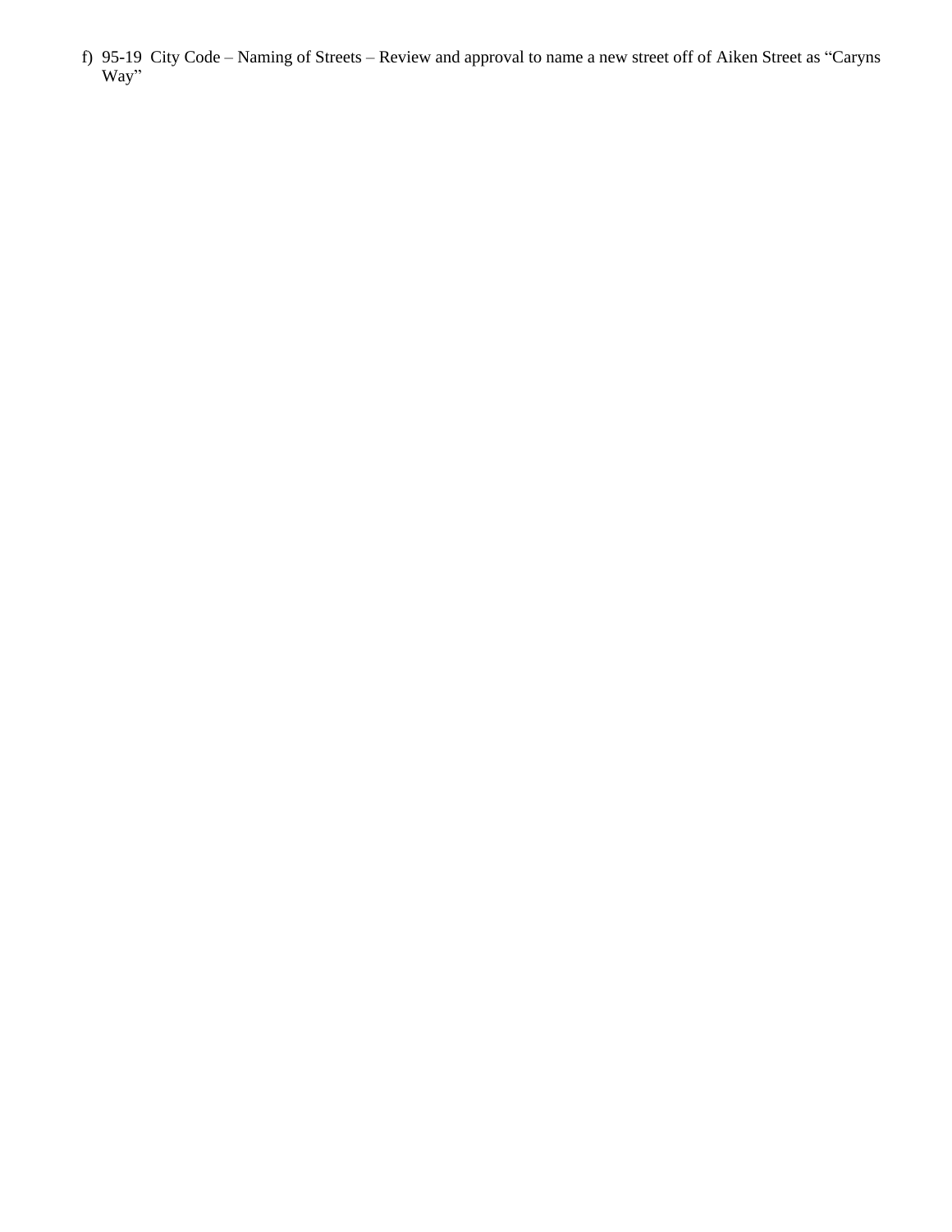f) 95-19 City Code – Naming of Streets – Review and approval to name a new street off of Aiken Street as "Caryns Way"